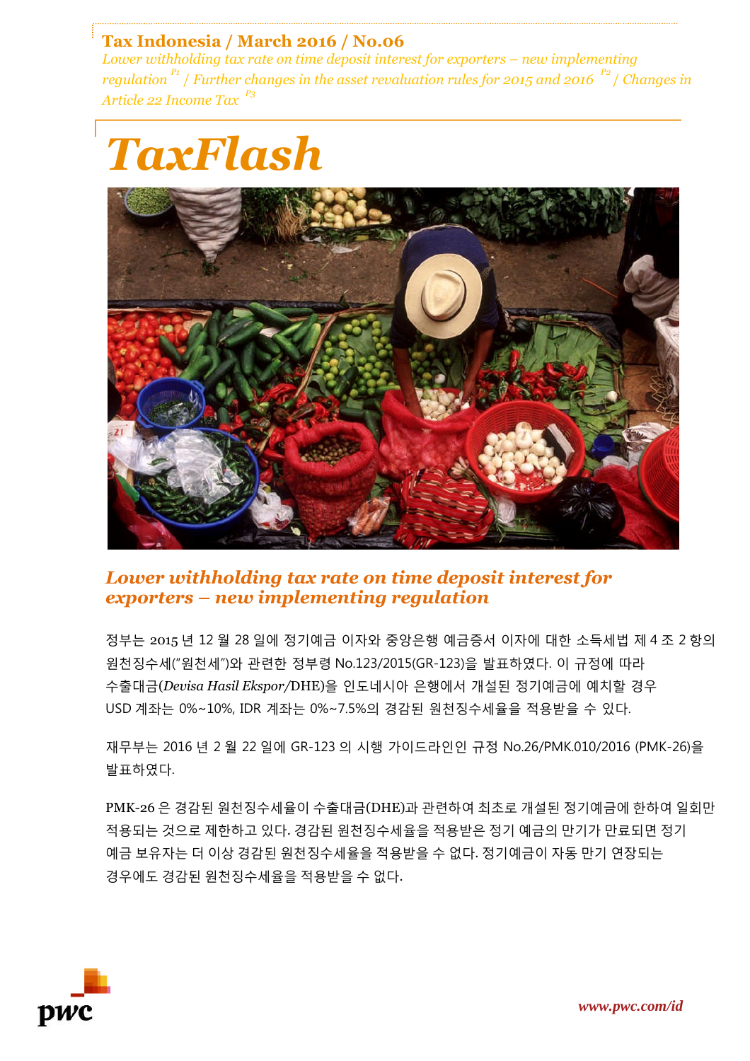**Tax Indonesia / March 2016 / No.06**

*Lower withholding tax rate on time deposit interest for exporters – new implementing regulation P1 / Further changes in the asset revaluation rules for 2015 and 2016 P2 / Changes in Article 22 Income Tax P3*

# *TaxFlash*

## *Lower withholding tax rate on time deposit interest for exporters – new implementing regulation*

정부는 2015 년 12 월 28 일에 정기예금 이자와 중앙은행 예금증서 이자에 대한 소득세법 제 4 조 2 항의 원천징수세("원천세")와 관련한 정부령 No.123/2015(GR-123)을 발표하였다. 이 규정에 따라 수출대금(*Devisa Hasil Ekspor*/DHE)을 인도네시아 은행에서 개설된 정기예금에 예치할 경우 USD 계좌는 0%~10%, IDR 계좌는 0%~7.5%의 경감된 원천징수세율을 적용받을 수 있다.

재무부는 2016 년 2 월 22 일에 GR-123 의 시행 가이드라인인 규정 No.26/PMK.010/2016 (PMK-26)을 발표하였다.

PMK-26 은 경감된 원천징수세율이 수출대금(DHE)과 관련하여 최초로 개설된 정기예금에 한하여 일회만 적용되는 것으로 제한하고 있다. 경감된 원천징수세율을 적용받은 정기 예금의 만기가 만료되면 정기 예금 보유자는 더 이상 경감된 원천징수세율을 적용받을 수 없다. 정기예금이 자동 만기 연장되는 경우에도 경감된 원천징수세율을 적용받을 수 없다.

www.pwc.com/id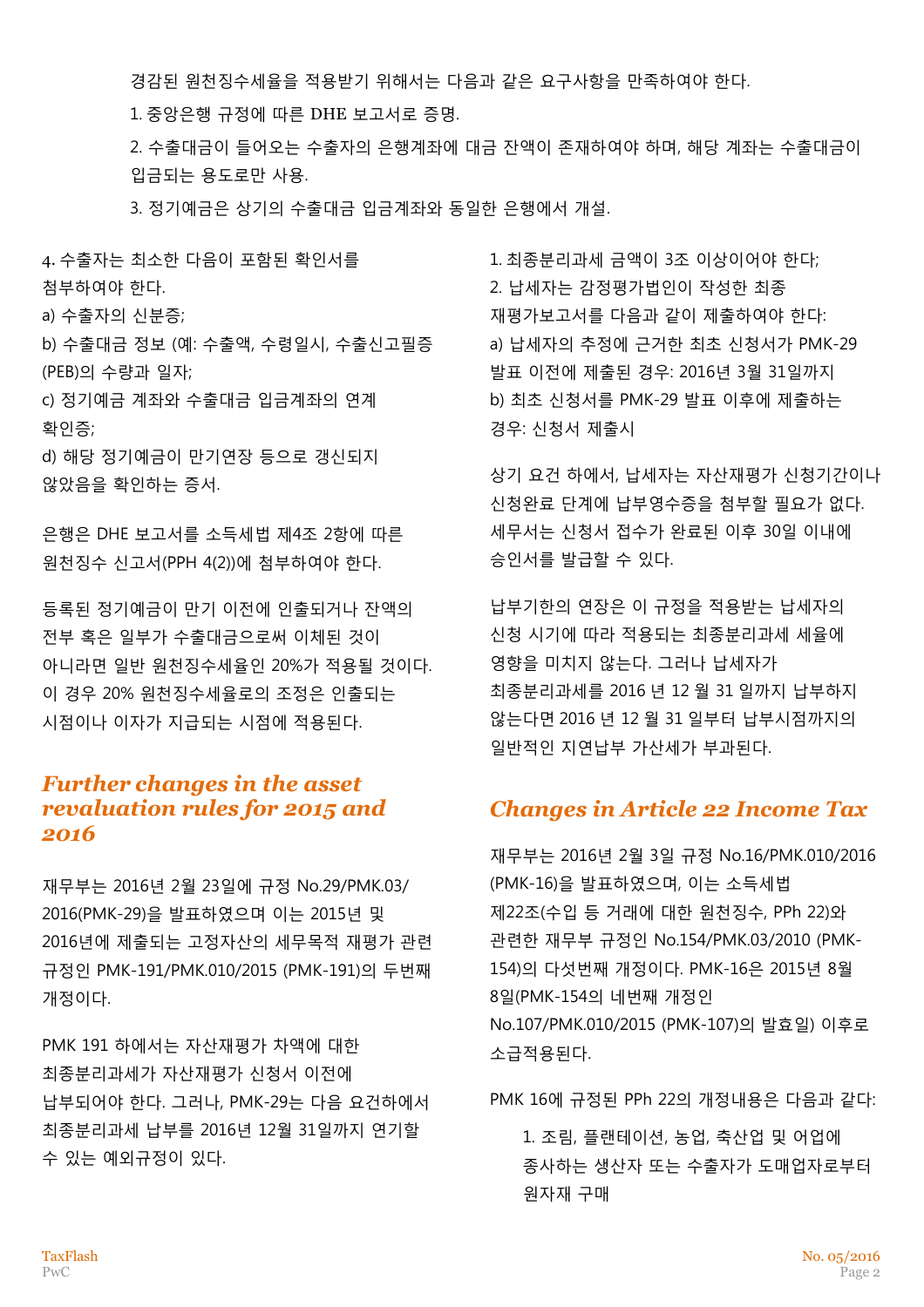경감된 원천징수세율을 적용받기 위해서는 다음과 같은 요구사항을 만족하여야 한다.

1. 중앙은행 규정에 따른 DHE 보고서로 증명.
2. 수출대금이 들어오는 수출자의 은행계좌에 대금 잔액이 존재하여야 하며, 해당 계좌는 수출대금이 입금되는 용도로만 사용.
3. 정기예금은 상기의 수출대금 입금계좌와 동일한 은행에서 개설.
4. 수출자는 최소한 다음이 포함된 확인서를 첨부하여야 한다.

a) 수출자의 신분증;
b) 수출대금 정보 (예: 수출액, 수령일시, 수출신고필증(PEB)의 수량과 일자;
c) 정기예금 계좌와 수출대금 입금계좌의 연계 확인증;
d) 해당 정기예금이 만기연장 등으로 갱신되지 않았음을 확인하는 증서.

은행은 DHE 보고서를 소득세법 제4조 2항에 따른 원천징수 신고서(PPH 4(2))에 첨부하여야 한다.

등록된 정기예금이 만기 이전에 인출되거나 잔액의 전부 혹은 일부가 수출대금으로써 이체된 것이 아니라면 일반 원천징수세율인 20%가 적용될 것이다. 이 경우 20% 원천징수세율로의 조정은 인출되는 시점이나 이자가 지급되는 시점에 적용된다.

## *Further changes in the asset revaluation rules for 2015 and 2016*

재무부는 2016년 2월 23일에 규정 No.29/PMK.03/2016(PMK-29)을 발표하였으며 이는 2015년 및 2016년에 제출되는 고정자산의 세무목적 재평가 관련 규정인 PMK-191/PMK.010/2015 (PMK-191)의 두번째 개정이다.

PMK 191 하에서는 자산재평가 차액에 대한 최종분리과세가 자산재평가 신청서 이전에 납부되어야 한다. 그러나, PMK-29는 다음 요건하에서 최종분리과세 납부를 2016년 12월 31일까지 연기할 수 있는 예외규정이 있다.

1. 최종분리과세 금액이 3조 이상이어야 한다;
2. 납세자는 감정평가법인이 작성한 최종 재평가보고서를 다음과 같이 제출하여야 한다:

a) 납세자의 추정에 근거한 최초 신청서가 PMK-29 발표 이전에 제출된 경우: 2016년 3월 31일까지
b) 최초 신청서를 PMK-29 발표 이후에 제출하는 경우: 신청서 제출시

상기 요건 하에서, 납세자는 자산재평가 신청기간이나 신청완료 단계에 납부영수증을 첨부할 필요가 없다. 세무서는 신청서 접수가 완료된 이후 30일 이내에 승인서를 발급할 수 있다.

납부기한의 연장은 이 규정을 적용받는 납세자의 신청 시기에 따라 적용되는 최종분리과세 세율에 영향을 미치지 않는다. 그러나 납세자가 최종분리과세를 2016 년 12 월 31 일까지 납부하지 않는다면 2016 년 12 월 31 일부터 납부시점까지의 일반적인 지연납부 가산세가 부과된다.

## *Changes in Article 22 Income Tax*

재무부는 2016년 2월 3일 규정 No.16/PMK.010/2016 (PMK-16)을 발표하였으며, 이는 소득세법 제22조(수입 등 거래에 대한 원천징수, PPh 22)와 관련한 재무부 규정인 No.154/PMK.03/2010 (PMK-154)의 다섯번째 개정이다. PMK-16은 2015년 8월 8일(PMK-154의 네번째 개정인 No.107/PMK.010/2015 (PMK-107)의 발효일) 이후로 소급적용된다.

PMK 16에 규정된 PPh 22의 개정내용은 다음과 같다:

1. 조림, 플랜테이션, 농업, 축산업 및 어업에 종사하는 생산자 또는 수출자가 도매업자로부터 원자재 구매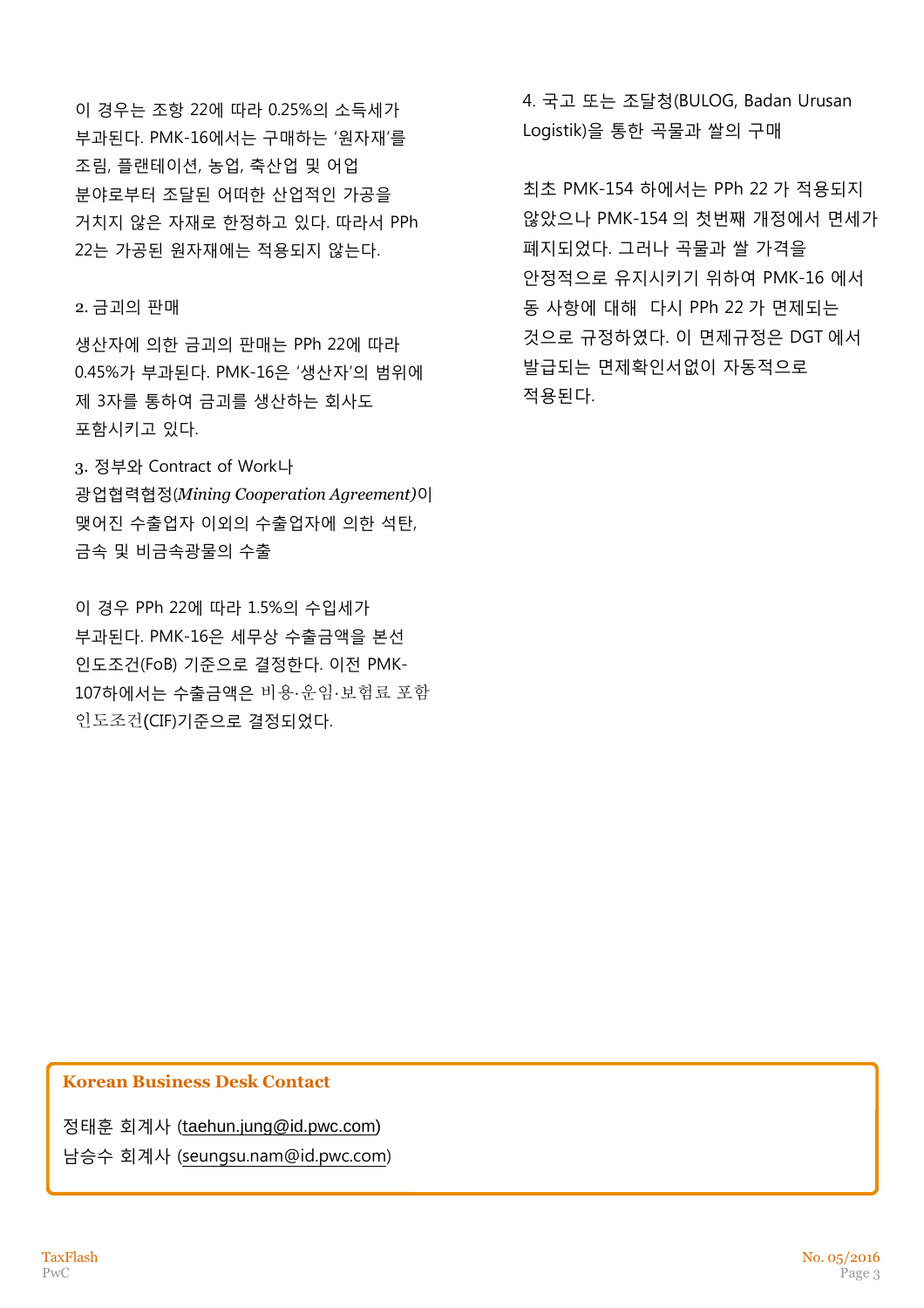이 경우는 조항 22에 따라 0.25%의 소득세가 부과된다. PMK-16에서는 구매하는 '원자재'를 조림, 플랜테이션, 농업, 축산업 및 어업 분야로부터 조달된 어떠한 산업적인 가공을 거치지 않은 자재로 한정하고 있다. 따라서 PPh 22는 가공된 원자재에는 적용되지 않는다.

2. 금괴의 판매

생산자에 의한 금괴의 판매는 PPh 22에 따라 0.45%가 부과된다. PMK-16은 '생산자'의 범위에 제 3자를 통하여 금괴를 생산하는 회사도 포함시키고 있다.

3. 정부와 Contract of Work나 광업협력협정(*Mining Cooperation Agreement*)이 맺어진 수출업자 이외의 수출업자에 의한 석탄, 금속 및 비금속광물의 수출

이 경우 PPh 22에 따라 1.5%의 수입세가 부과된다. PMK-16은 세무상 수출금액을 본선 인도조건(FoB) 기준으로 결정한다. 이전 PMK-107하에서는 수출금액은 비용·운임·보험료 포함 인도조건(CIF)기준으로 결정되었다.

4. 국고 또는 조달청(BULOG, Badan Urusan Logistik)을 통한 곡물과 쌀의 구매

최초 PMK-154 하에서는 PPh 22 가 적용되지 않았으나 PMK-154 의 첫번째 개정에서 면세가 폐지되었다. 그러나 곡물과 쌀 가격을 안정적으로 유지시키기 위하여 PMK-16 에서 동 사항에 대해 다시 PPh 22 가 면제되는 것으로 규정하였다. 이 면제규정은 DGT 에서 발급되는 면제확인서없이 자동적으로 적용된다.

**Korean Business Desk Contact**

정태훈 회계사 (taehun.jung@id.pwc.com)
남승수 회계사 (seungsu.nam@id.pwc.com)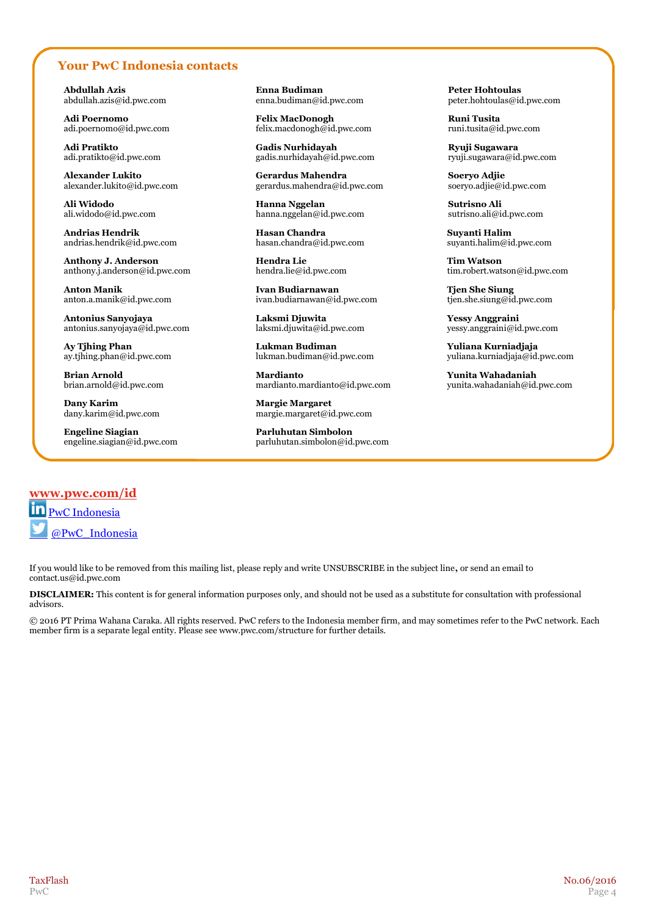## Your PwC Indonesia contacts

**Abdullah Azis**
abdullah.azis@id.pwc.com

**Adi Poernomo**
adi.poernomo@id.pwc.com

**Adi Pratikto**
adi.pratikto@id.pwc.com

**Alexander Lukito**
alexander.lukito@id.pwc.com

**Ali Widodo**
ali.widodo@id.pwc.com

**Andrias Hendrik**
andrias.hendrik@id.pwc.com

**Anthony J. Anderson**
anthony.j.anderson@id.pwc.com

**Anton Manik**
anton.a.manik@id.pwc.com

**Antonius Sanyojaya**
antonius.sanyojaya@id.pwc.com

**Ay Tjhing Phan**
ay.tjhing.phan@id.pwc.com

**Brian Arnold**
brian.arnold@id.pwc.com

**Dany Karim**
dany.karim@id.pwc.com

**Engeline Siagian**
engeline.siagian@id.pwc.com

**Enna Budiman**
enna.budiman@id.pwc.com

**Felix MacDonogh**
felix.macdonogh@id.pwc.com

**Gadis Nurhidayah**
gadis.nurhidayah@id.pwc.com

**Gerardus Mahendra**
gerardus.mahendra@id.pwc.com

**Hanna Nggelan**
hanna.nggelan@id.pwc.com

**Hasan Chandra**
hasan.chandra@id.pwc.com

**Hendra Lie**
hendra.lie@id.pwc.com

**Ivan Budiarnawan**
ivan.budiarnawan@id.pwc.com

**Laksmi Djuwita**
laksmi.djuwita@id.pwc.com

**Lukman Budiman**
lukman.budiman@id.pwc.com

**Mardianto**
mardianto.mardianto@id.pwc.com

**Margie Margaret**
margie.margaret@id.pwc.com

**Parluhutan Simbolon**
parluhutan.simbolon@id.pwc.com

**Peter Hohtoulas**
peter.hohtoulas@id.pwc.com

**Runi Tusita**
runi.tusita@id.pwc.com

**Ryuji Sugawara**
ryuji.sugawara@id.pwc.com

**Soeryo Adjie**
soeryo.adjie@id.pwc.com

**Sutrisno Ali**
sutrisno.ali@id.pwc.com

**Suyanti Halim**
suyanti.halim@id.pwc.com

**Tim Watson**
tim.robert.watson@id.pwc.com

**Tjen She Siung**
tjen.she.siung@id.pwc.com

**Yessy Anggraini**
yessy.anggraini@id.pwc.com

**Yuliana Kurniadjaja**
yuliana.kurniadjaja@id.pwc.com

**Yunita Wahadaniah**
yunita.wahadaniah@id.pwc.com

**www.pwc.com/id**

PwC Indonesia

@PwC_Indonesia

If you would like to be removed from this mailing list, please reply and write UNSUBSCRIBE in the subject line, or send an email to contact.us@id.pwc.com

**DISCLAIMER:** This content is for general information purposes only, and should not be used as a substitute for consultation with professional advisors.

© 2016 PT Prima Wahana Caraka. All rights reserved. PwC refers to the Indonesia member firm, and may sometimes refer to the PwC network. Each member firm is a separate legal entity. Please see www.pwc.com/structure for further details.